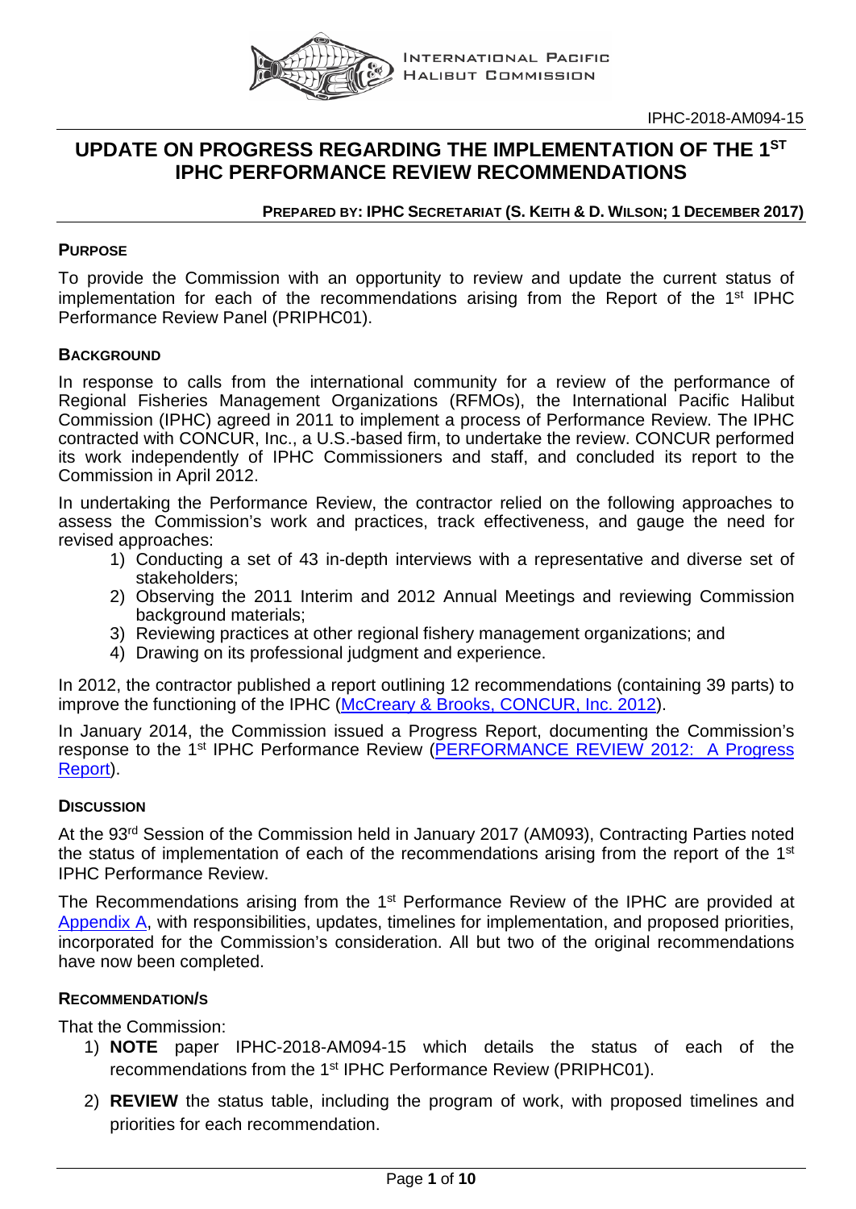INTERNATIONAL PACIFIC HALIBUT COMMISSION

IPHC-2018-AM094-15

# UPDATE ON PROGRESS REGARDING THE IMPLEMENTATION OF THE 1ST IPHC PERFORMANCE REVIEW RECOMMENDATIONS

**PREPARED BY: IPHC SECRETARIAT (S. KEITH & D. WILSON; 1 DECEMBER 2017)**

## PURPOSE

To provide the Commission with an opportunity to review and update the current status of implementation for each of the recommendations arising from the Report of the 1st IPHC Performance Review Panel (PRIPHC01).

## BACKGROUND

In response to calls from the international community for a review of the performance of Regional Fisheries Management Organizations (RFMOs), the International Pacific Halibut Commission (IPHC) agreed in 2011 to implement a process of Performance Review. The IPHC contracted with CONCUR, Inc., a U.S.-based firm, to undertake the review. CONCUR performed its work independently of IPHC Commissioners and staff, and concluded its report to the Commission in April 2012.

In undertaking the Performance Review, the contractor relied on the following approaches to assess the Commission's work and practices, track effectiveness, and gauge the need for revised approaches:

1) Conducting a set of 43 in-depth interviews with a representative and diverse set of stakeholders;
2) Observing the 2011 Interim and 2012 Annual Meetings and reviewing Commission background materials;
3) Reviewing practices at other regional fishery management organizations; and
4) Drawing on its professional judgment and experience.

In 2012, the contractor published a report outlining 12 recommendations (containing 39 parts) to improve the functioning of the IPHC (McCreary & Brooks, CONCUR, Inc. 2012).

In January 2014, the Commission issued a Progress Report, documenting the Commission's response to the 1st IPHC Performance Review (PERFORMANCE REVIEW 2012: A Progress Report).

## DISCUSSION

At the 93rd Session of the Commission held in January 2017 (AM093), Contracting Parties noted the status of implementation of each of the recommendations arising from the report of the 1st IPHC Performance Review.

The Recommendations arising from the 1st Performance Review of the IPHC are provided at Appendix A, with responsibilities, updates, timelines for implementation, and proposed priorities, incorporated for the Commission's consideration. All but two of the original recommendations have now been completed.

## RECOMMENDATION/S

That the Commission:

1) **NOTE** paper IPHC-2018-AM094-15 which details the status of each of the recommendations from the 1st IPHC Performance Review (PRIPHC01).
2) **REVIEW** the status table, including the program of work, with proposed timelines and priorities for each recommendation.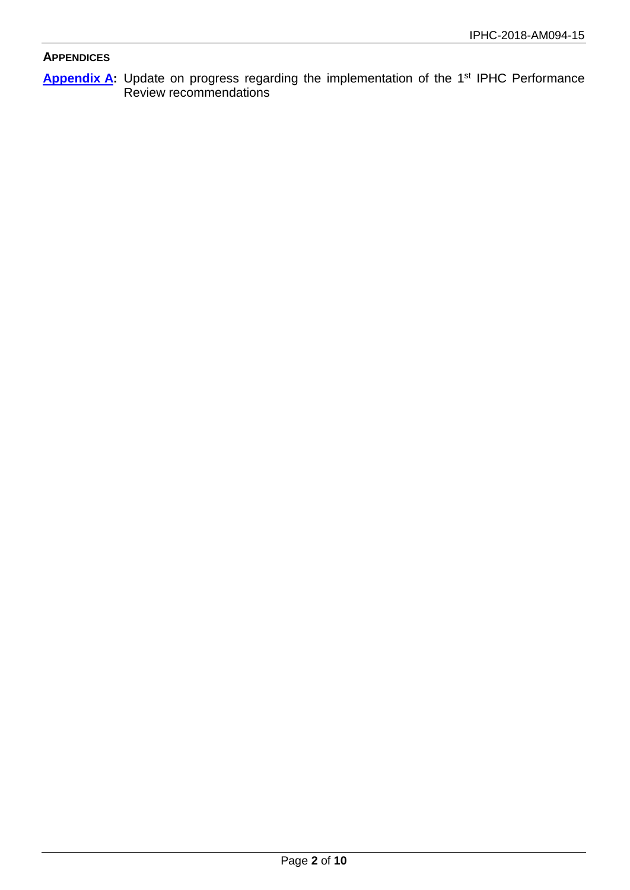**APPENDICES**

**Appendix A:** Update on progress regarding the implementation of the 1st IPHC Performance Review recommendations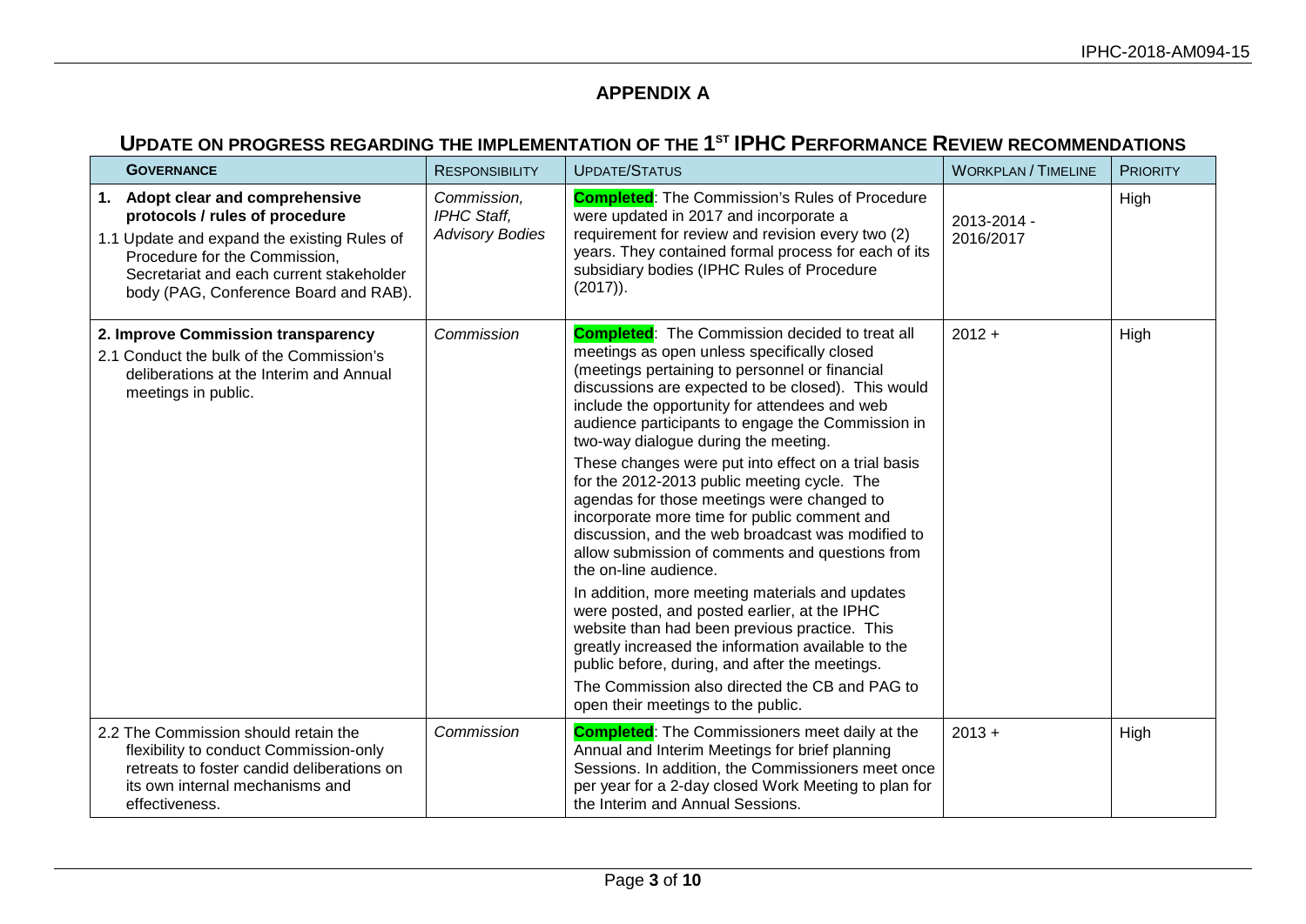## APPENDIX A

## UPDATE ON PROGRESS REGARDING THE IMPLEMENTATION OF THE 1ST IPHC PERFORMANCE REVIEW RECOMMENDATIONS

| **GOVERNANCE** | RESPONSIBILITY | UPDATE/STATUS | WORKPLAN / TIMELINE | PRIORITY |
|---|---|---|---|---|
| **1. Adopt clear and comprehensive protocols / rules of procedure**<br>1.1 Update and expand the existing Rules of Procedure for the Commission, Secretariat and each current stakeholder body (PAG, Conference Board and RAB). | *Commission, IPHC Staff, Advisory Bodies* | **Completed**: The Commission's Rules of Procedure were updated in 2017 and incorporate a requirement for review and revision every two (2) years. They contained formal process for each of its subsidiary bodies (IPHC Rules of Procedure (2017)). | 2013-2014 - 2016/2017 | High |
| **2. Improve Commission transparency**<br>2.1 Conduct the bulk of the Commission's deliberations at the Interim and Annual meetings in public. | *Commission* | **Completed**: The Commission decided to treat all meetings as open unless specifically closed (meetings pertaining to personnel or financial discussions are expected to be closed). This would include the opportunity for attendees and web audience participants to engage the Commission in two-way dialogue during the meeting.<br>These changes were put into effect on a trial basis for the 2012-2013 public meeting cycle. The agendas for those meetings were changed to incorporate more time for public comment and discussion, and the web broadcast was modified to allow submission of comments and questions from the on-line audience.<br>In addition, more meeting materials and updates were posted, and posted earlier, at the IPHC website than had been previous practice. This greatly increased the information available to the public before, during, and after the meetings.<br>The Commission also directed the CB and PAG to open their meetings to the public. | 2012 + | High |
| 2.2 The Commission should retain the flexibility to conduct Commission-only retreats to foster candid deliberations on its own internal mechanisms and effectiveness. | *Commission* | **Completed**: The Commissioners meet daily at the Annual and Interim Meetings for brief planning Sessions. In addition, the Commissioners meet once per year for a 2-day closed Work Meeting to plan for the Interim and Annual Sessions. | 2013 + | High |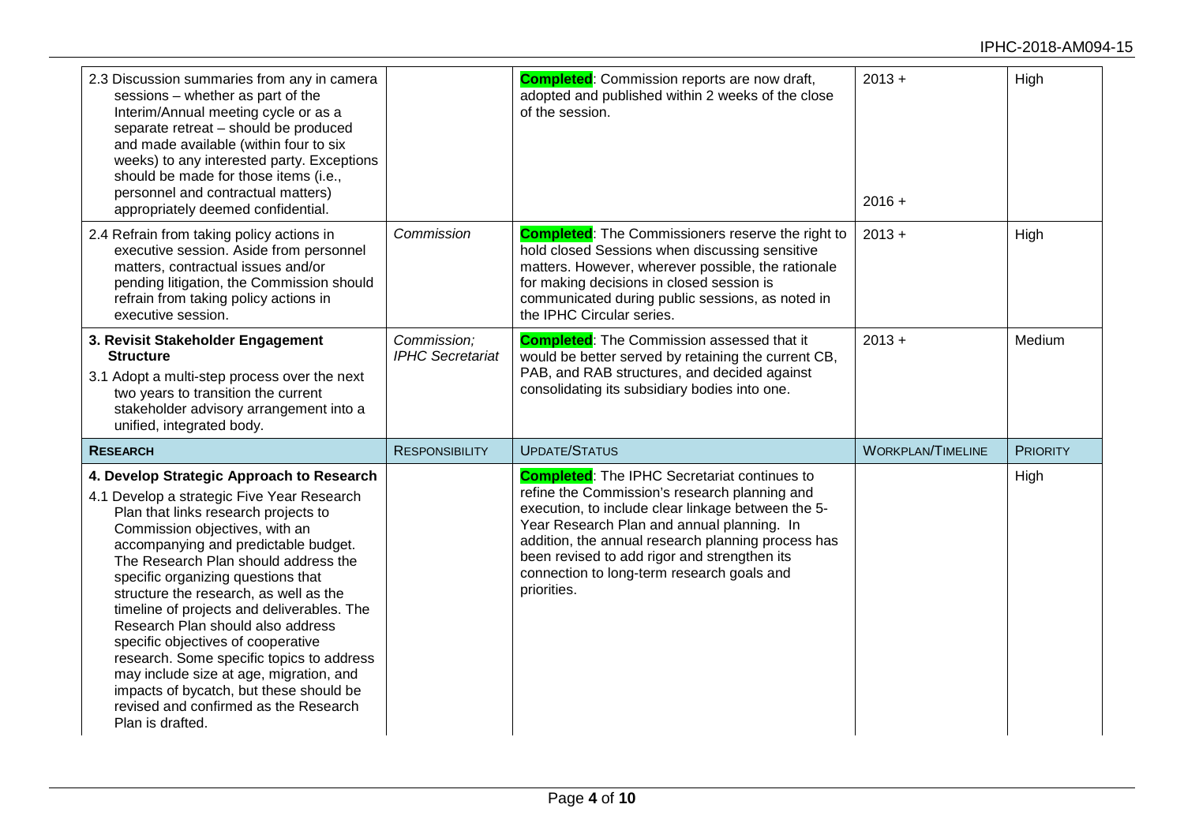| | | | | |
|---|---|---|---|---|
| 2.3 Discussion summaries from any in camera sessions – whether as part of the Interim/Annual meeting cycle or as a separate retreat – should be produced and made available (within four to six weeks) to any interested party. Exceptions should be made for those items (i.e., personnel and contractual matters) appropriately deemed confidential. | | **Completed**: Commission reports are now draft, adopted and published within 2 weeks of the close of the session. | 2013 + <br> 2016 + | High |
| 2.4 Refrain from taking policy actions in executive session. Aside from personnel matters, contractual issues and/or pending litigation, the Commission should refrain from taking policy actions in executive session. | *Commission* | **Completed**: The Commissioners reserve the right to hold closed Sessions when discussing sensitive matters. However, wherever possible, the rationale for making decisions in closed session is communicated during public sessions, as noted in the IPHC Circular series. | 2013 + | High |
| **3. Revisit Stakeholder Engagement Structure** <br> 3.1 Adopt a multi-step process over the next two years to transition the current stakeholder advisory arrangement into a unified, integrated body. | *Commission; IPHC Secretariat* | **Completed**: The Commission assessed that it would be better served by retaining the current CB, PAB, and RAB structures, and decided against consolidating its subsidiary bodies into one. | 2013 + | Medium |
| **RESEARCH** | **RESPONSIBILITY** | **UPDATE/STATUS** | **WORKPLAN/TIMELINE** | **PRIORITY** |
| **4. Develop Strategic Approach to Research** <br> 4.1 Develop a strategic Five Year Research Plan that links research projects to Commission objectives, with an accompanying and predictable budget. The Research Plan should address the specific organizing questions that structure the research, as well as the timeline of projects and deliverables. The Research Plan should also address specific objectives of cooperative research. Some specific topics to address may include size at age, migration, and impacts of bycatch, but these should be revised and confirmed as the Research Plan is drafted. | | **Completed**: The IPHC Secretariat continues to refine the Commission's research planning and execution, to include clear linkage between the 5-Year Research Plan and annual planning. In addition, the annual research planning process has been revised to add rigor and strengthen its connection to long-term research goals and priorities. | | High |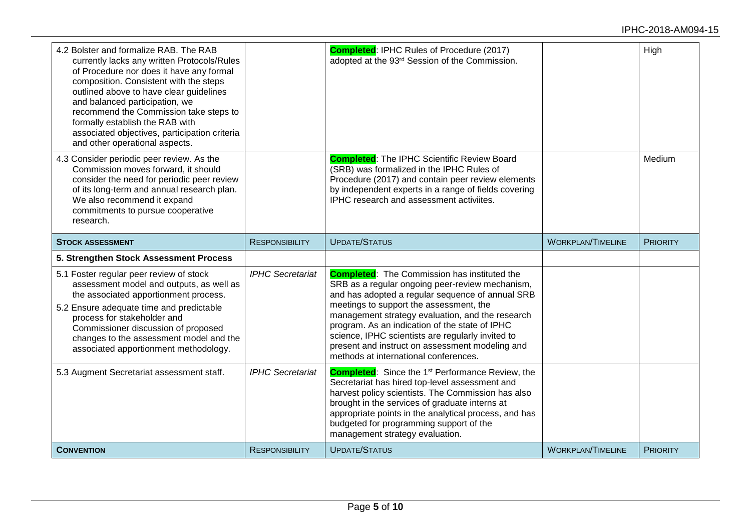| | | | | |
|---|---|---|---|---|
| 4.2 Bolster and formalize RAB. The RAB currently lacks any written Protocols/Rules of Procedure nor does it have any formal composition. Consistent with the steps outlined above to have clear guidelines and balanced participation, we recommend the Commission take steps to formally establish the RAB with associated objectives, participation criteria and other operational aspects. | | **Completed**: IPHC Rules of Procedure (2017) adopted at the 93rd Session of the Commission. | | High |
| 4.3 Consider periodic peer review. As the Commission moves forward, it should consider the need for periodic peer review of its long-term and annual research plan. We also recommend it expand commitments to pursue cooperative research. | | **Completed**: The IPHC Scientific Review Board (SRB) was formalized in the IPHC Rules of Procedure (2017) and contain peer review elements by independent experts in a range of fields covering IPHC research and assessment activiites. | | Medium |
| **STOCK ASSESSMENT** | **RESPONSIBILITY** | **UPDATE/STATUS** | **WORKPLAN/TIMELINE** | **PRIORITY** |
| **5. Strengthen Stock Assessment Process** | | | | |
| 5.1 Foster regular peer review of stock assessment model and outputs, as well as the associated apportionment process.<br>5.2 Ensure adequate time and predictable process for stakeholder and Commissioner discussion of proposed changes to the assessment model and the associated apportionment methodology. | *IPHC Secretariat* | **Completed**: The Commission has instituted the SRB as a regular ongoing peer-review mechanism, and has adopted a regular sequence of annual SRB meetings to support the assessment, the management strategy evaluation, and the research program. As an indication of the state of IPHC science, IPHC scientists are regularly invited to present and instruct on assessment modeling and methods at international conferences. | | |
| 5.3 Augment Secretariat assessment staff. | *IPHC Secretariat* | **Completed**: Since the 1st Performance Review, the Secretariat has hired top-level assessment and harvest policy scientists. The Commission has also brought in the services of graduate interns at appropriate points in the analytical process, and has budgeted for programming support of the management strategy evaluation. | | |
| **CONVENTION** | **RESPONSIBILITY** | **UPDATE/STATUS** | **WORKPLAN/TIMELINE** | **PRIORITY** |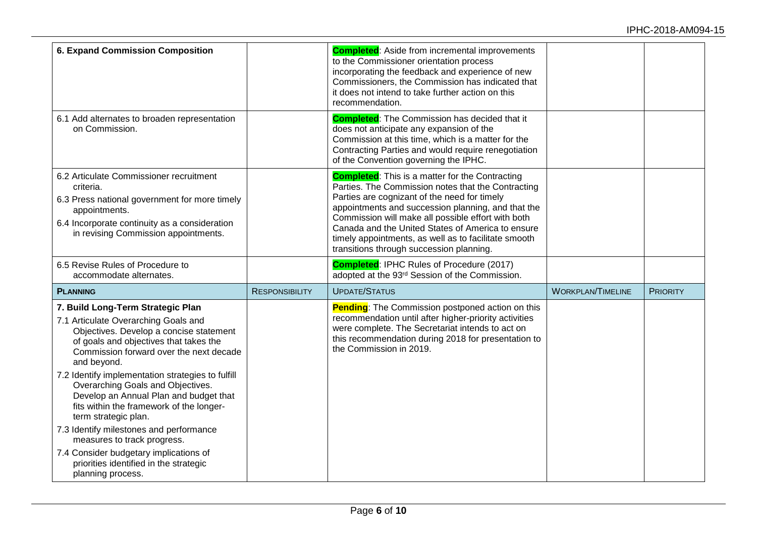| 6. Expand Commission Composition | | Completed: Aside from incremental improvements to the Commissioner orientation process incorporating the feedback and experience of new Commissioners, the Commission has indicated that it does not intend to take further action on this recommendation. | | |
|---|---|---|---|---|
| 6.1 Add alternates to broaden representation on Commission. | | Completed: The Commission has decided that it does not anticipate any expansion of the Commission at this time, which is a matter for the Contracting Parties and would require renegotiation of the Convention governing the IPHC. | | |
| 6.2 Articulate Commissioner recruitment criteria.<br>6.3 Press national government for more timely appointments.<br>6.4 Incorporate continuity as a consideration in revising Commission appointments. | | Completed: This is a matter for the Contracting Parties. The Commission notes that the Contracting Parties are cognizant of the need for timely appointments and succession planning, and that the Commission will make all possible effort with both Canada and the United States of America to ensure timely appointments, as well as to facilitate smooth transitions through succession planning. | | |
| 6.5 Revise Rules of Procedure to accommodate alternates. | | Completed: IPHC Rules of Procedure (2017) adopted at the 93rd Session of the Commission. | | |
| **PLANNING** | **RESPONSIBILITY** | **UPDATE/STATUS** | **WORKPLAN/TIMELINE** | **PRIORITY** |
| **7. Build Long-Term Strategic Plan**<br>7.1 Articulate Overarching Goals and Objectives. Develop a concise statement of goals and objectives that takes the Commission forward over the next decade and beyond.<br>7.2 Identify implementation strategies to fulfill Overarching Goals and Objectives. Develop an Annual Plan and budget that fits within the framework of the longer-term strategic plan.<br>7.3 Identify milestones and performance measures to track progress.<br>7.4 Consider budgetary implications of priorities identified in the strategic planning process. | | Pending: The Commission postponed action on this recommendation until after higher-priority activities were complete. The Secretariat intends to act on this recommendation during 2018 for presentation to the Commission in 2019. | | |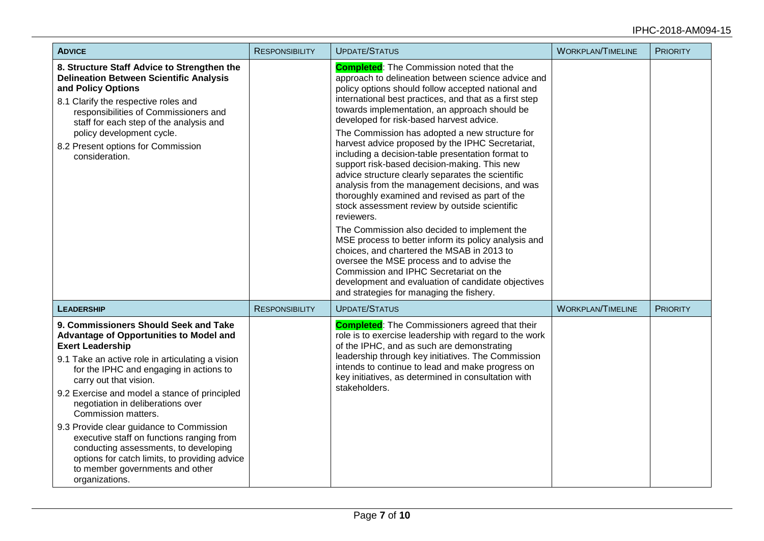| ADVICE | RESPONSIBILITY | UPDATE/STATUS | WORKPLAN/TIMELINE | PRIORITY |
|---|---|---|---|---|
| **8. Structure Staff Advice to Strengthen the Delineation Between Scientific Analysis and Policy Options**<br>8.1 Clarify the respective roles and responsibilities of Commissioners and staff for each step of the analysis and policy development cycle.<br>8.2 Present options for Commission consideration. | | **Completed**: The Commission noted that the approach to delineation between science advice and policy options should follow accepted national and international best practices, and that as a first step towards implementation, an approach should be developed for risk-based harvest advice.<br>The Commission has adopted a new structure for harvest advice proposed by the IPHC Secretariat, including a decision-table presentation format to support risk-based decision-making. This new advice structure clearly separates the scientific analysis from the management decisions, and was thoroughly examined and revised as part of the stock assessment review by outside scientific reviewers.<br>The Commission also decided to implement the MSE process to better inform its policy analysis and choices, and chartered the MSAB in 2013 to oversee the MSE process and to advise the Commission and IPHC Secretariat on the development and evaluation of candidate objectives and strategies for managing the fishery. | | |
| **LEADERSHIP** | **RESPONSIBILITY** | **UPDATE/STATUS** | **WORKPLAN/TIMELINE** | **PRIORITY** |
| **9. Commissioners Should Seek and Take Advantage of Opportunities to Model and Exert Leadership**<br>9.1 Take an active role in articulating a vision for the IPHC and engaging in actions to carry out that vision.<br>9.2 Exercise and model a stance of principled negotiation in deliberations over Commission matters.<br>9.3 Provide clear guidance to Commission executive staff on functions ranging from conducting assessments, to developing options for catch limits, to providing advice to member governments and other organizations. | | **Completed**: The Commissioners agreed that their role is to exercise leadership with regard to the work of the IPHC, and as such are demonstrating leadership through key initiatives. The Commission intends to continue to lead and make progress on key initiatives, as determined in consultation with stakeholders. | | |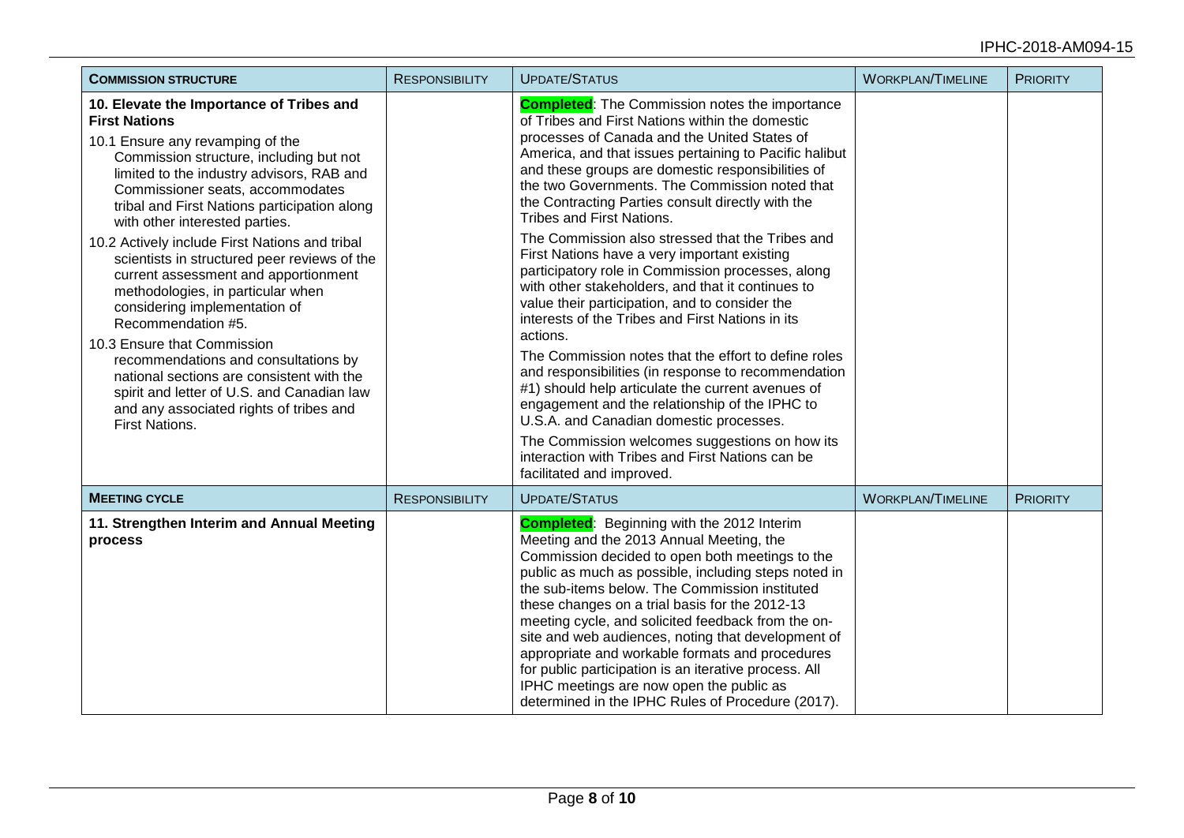| COMMISSION STRUCTURE | RESPONSIBILITY | UPDATE/STATUS | WORKPLAN/TIMELINE | PRIORITY |
|---|---|---|---|---|
| **10. Elevate the Importance of Tribes and First Nations**<br><br>10.1 Ensure any revamping of the Commission structure, including but not limited to the industry advisors, RAB and Commissioner seats, accommodates tribal and First Nations participation along with other interested parties.<br><br>10.2 Actively include First Nations and tribal scientists in structured peer reviews of the current assessment and apportionment methodologies, in particular when considering implementation of Recommendation #5.<br><br>10.3 Ensure that Commission recommendations and consultations by national sections are consistent with the spirit and letter of U.S. and Canadian law and any associated rights of tribes and First Nations. | | **Completed**: The Commission notes the importance of Tribes and First Nations within the domestic processes of Canada and the United States of America, and that issues pertaining to Pacific halibut and these groups are domestic responsibilities of the two Governments. The Commission noted that the Contracting Parties consult directly with the Tribes and First Nations.<br><br>The Commission also stressed that the Tribes and First Nations have a very important existing participatory role in Commission processes, along with other stakeholders, and that it continues to value their participation, and to consider the interests of the Tribes and First Nations in its actions.<br><br>The Commission notes that the effort to define roles and responsibilities (in response to recommendation #1) should help articulate the current avenues of engagement and the relationship of the IPHC to U.S.A. and Canadian domestic processes.<br><br>The Commission welcomes suggestions on how its interaction with Tribes and First Nations can be facilitated and improved. | | |
| **MEETING CYCLE** | **RESPONSIBILITY** | **UPDATE/STATUS** | **WORKPLAN/TIMELINE** | **PRIORITY** |
| **11. Strengthen Interim and Annual Meeting process** | | **Completed**: Beginning with the 2012 Interim Meeting and the 2013 Annual Meeting, the Commission decided to open both meetings to the public as much as possible, including steps noted in the sub-items below. The Commission instituted these changes on a trial basis for the 2012-13 meeting cycle, and solicited feedback from the on-site and web audiences, noting that development of appropriate and workable formats and procedures for public participation is an iterative process. All IPHC meetings are now open the public as determined in the IPHC Rules of Procedure (2017). | | |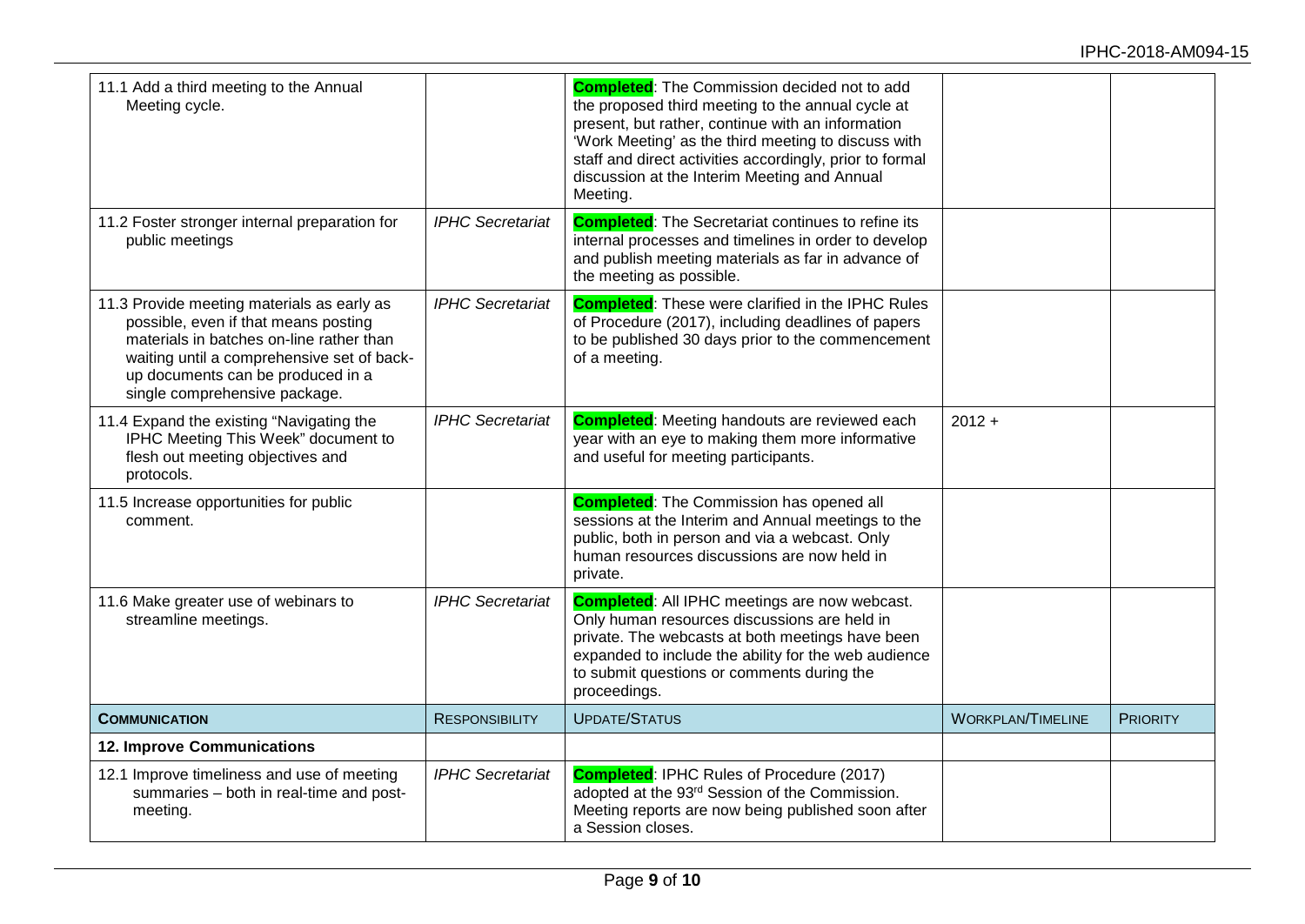| | | | | |
|---|---|---|---|---|
| 11.1 Add a third meeting to the Annual Meeting cycle. | | **Completed**: The Commission decided not to add the proposed third meeting to the annual cycle at present, but rather, continue with an information 'Work Meeting' as the third meeting to discuss with staff and direct activities accordingly, prior to formal discussion at the Interim Meeting and Annual Meeting. | | |
| 11.2 Foster stronger internal preparation for public meetings | *IPHC Secretariat* | **Completed**: The Secretariat continues to refine its internal processes and timelines in order to develop and publish meeting materials as far in advance of the meeting as possible. | | |
| 11.3 Provide meeting materials as early as possible, even if that means posting materials in batches on-line rather than waiting until a comprehensive set of back-up documents can be produced in a single comprehensive package. | *IPHC Secretariat* | **Completed**: These were clarified in the IPHC Rules of Procedure (2017), including deadlines of papers to be published 30 days prior to the commencement of a meeting. | | |
| 11.4 Expand the existing "Navigating the IPHC Meeting This Week" document to flesh out meeting objectives and protocols. | *IPHC Secretariat* | **Completed**: Meeting handouts are reviewed each year with an eye to making them more informative and useful for meeting participants. | 2012 + | |
| 11.5 Increase opportunities for public comment. | | **Completed**: The Commission has opened all sessions at the Interim and Annual meetings to the public, both in person and via a webcast. Only human resources discussions are now held in private. | | |
| 11.6 Make greater use of webinars to streamline meetings. | *IPHC Secretariat* | **Completed**: All IPHC meetings are now webcast. Only human resources discussions are held in private. The webcasts at both meetings have been expanded to include the ability for the web audience to submit questions or comments during the proceedings. | | |
| **COMMUNICATION** | **RESPONSIBILITY** | **UPDATE/STATUS** | **WORKPLAN/TIMELINE** | **PRIORITY** |
| **12. Improve Communications** | | | | |
| 12.1 Improve timeliness and use of meeting summaries – both in real-time and post-meeting. | *IPHC Secretariat* | **Completed**: IPHC Rules of Procedure (2017) adopted at the 93rd Session of the Commission. Meeting reports are now being published soon after a Session closes. | | |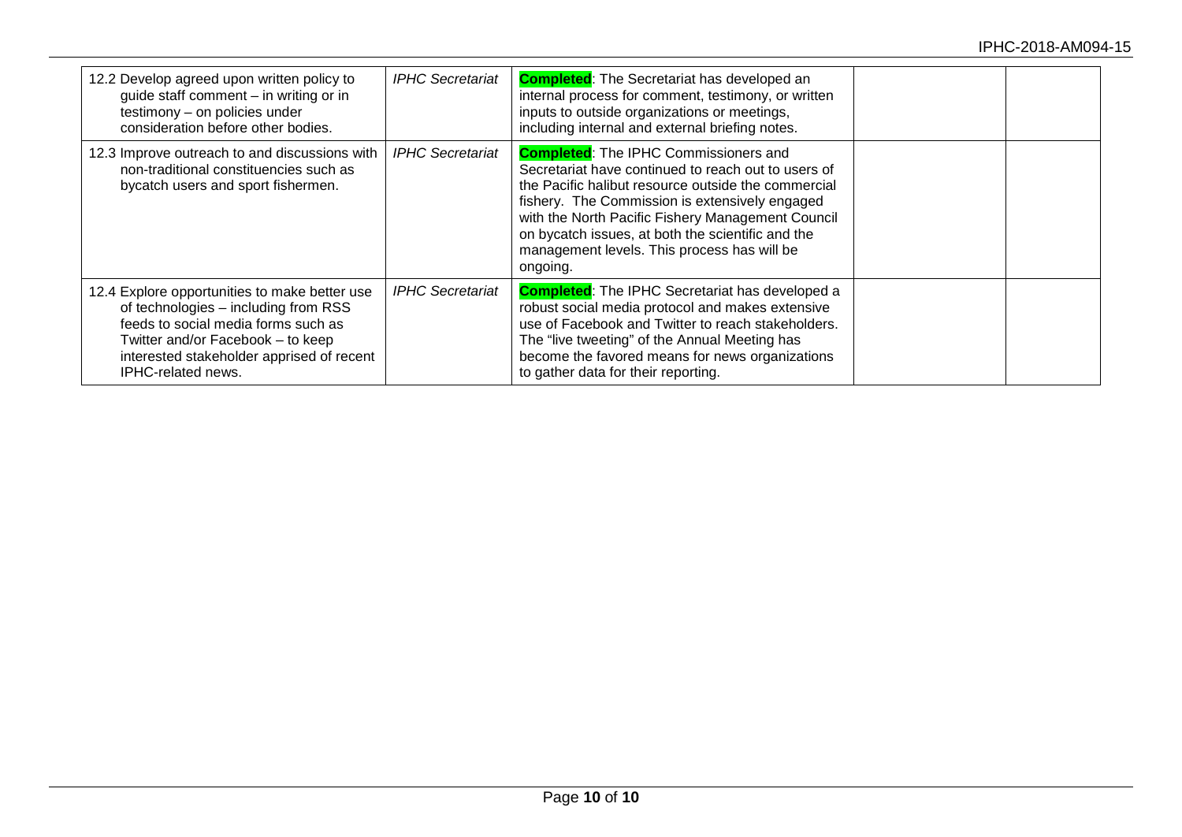| | | | | |
|---|---|---|---|---|
| 12.2 Develop agreed upon written policy to guide staff comment – in writing or in testimony – on policies under consideration before other bodies. | *IPHC Secretariat* | **Completed**: The Secretariat has developed an internal process for comment, testimony, or written inputs to outside organizations or meetings, including internal and external briefing notes. | | |
| 12.3 Improve outreach to and discussions with non-traditional constituencies such as bycatch users and sport fishermen. | *IPHC Secretariat* | **Completed**: The IPHC Commissioners and Secretariat have continued to reach out to users of the Pacific halibut resource outside the commercial fishery. The Commission is extensively engaged with the North Pacific Fishery Management Council on bycatch issues, at both the scientific and the management levels. This process has will be ongoing. | | |
| 12.4 Explore opportunities to make better use of technologies – including from RSS feeds to social media forms such as Twitter and/or Facebook – to keep interested stakeholder apprised of recent IPHC-related news. | *IPHC Secretariat* | **Completed**: The IPHC Secretariat has developed a robust social media protocol and makes extensive use of Facebook and Twitter to reach stakeholders. The "live tweeting" of the Annual Meeting has become the favored means for news organizations to gather data for their reporting. | | |